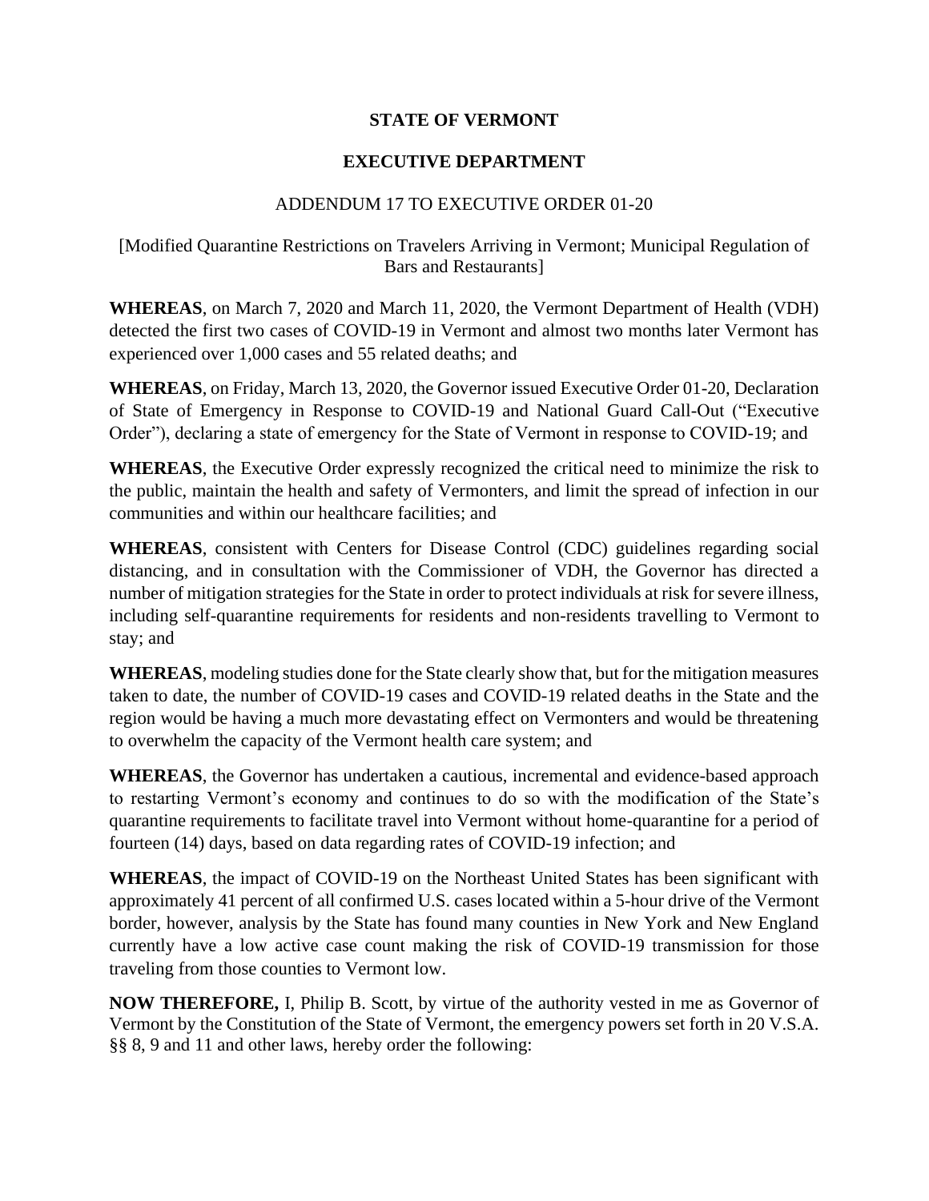**STATE OF VERMONT**

**EXECUTIVE DEPARTMENT**

ADDENDUM 17 TO EXECUTIVE ORDER 01-20

[Modified Quarantine Restrictions on Travelers Arriving in Vermont; Municipal Regulation of Bars and Restaurants]

**WHEREAS**, on March 7, 2020 and March 11, 2020, the Vermont Department of Health (VDH) detected the first two cases of COVID-19 in Vermont and almost two months later Vermont has experienced over 1,000 cases and 55 related deaths; and

**WHEREAS**, on Friday, March 13, 2020, the Governor issued Executive Order 01-20, Declaration of State of Emergency in Response to COVID-19 and National Guard Call-Out ("Executive Order"), declaring a state of emergency for the State of Vermont in response to COVID-19; and

**WHEREAS**, the Executive Order expressly recognized the critical need to minimize the risk to the public, maintain the health and safety of Vermonters, and limit the spread of infection in our communities and within our healthcare facilities; and

**WHEREAS**, consistent with Centers for Disease Control (CDC) guidelines regarding social distancing, and in consultation with the Commissioner of VDH, the Governor has directed a number of mitigation strategies for the State in order to protect individuals at risk for severe illness, including self-quarantine requirements for residents and non-residents travelling to Vermont to stay; and

**WHEREAS**, modeling studies done for the State clearly show that, but for the mitigation measures taken to date, the number of COVID-19 cases and COVID-19 related deaths in the State and the region would be having a much more devastating effect on Vermonters and would be threatening to overwhelm the capacity of the Vermont health care system; and

**WHEREAS**, the Governor has undertaken a cautious, incremental and evidence-based approach to restarting Vermont's economy and continues to do so with the modification of the State's quarantine requirements to facilitate travel into Vermont without home-quarantine for a period of fourteen (14) days, based on data regarding rates of COVID-19 infection; and

**WHEREAS**, the impact of COVID-19 on the Northeast United States has been significant with approximately 41 percent of all confirmed U.S. cases located within a 5-hour drive of the Vermont border, however, analysis by the State has found many counties in New York and New England currently have a low active case count making the risk of COVID-19 transmission for those traveling from those counties to Vermont low.

**NOW THEREFORE,** I, Philip B. Scott, by virtue of the authority vested in me as Governor of Vermont by the Constitution of the State of Vermont, the emergency powers set forth in 20 V.S.A. §§ 8, 9 and 11 and other laws, hereby order the following: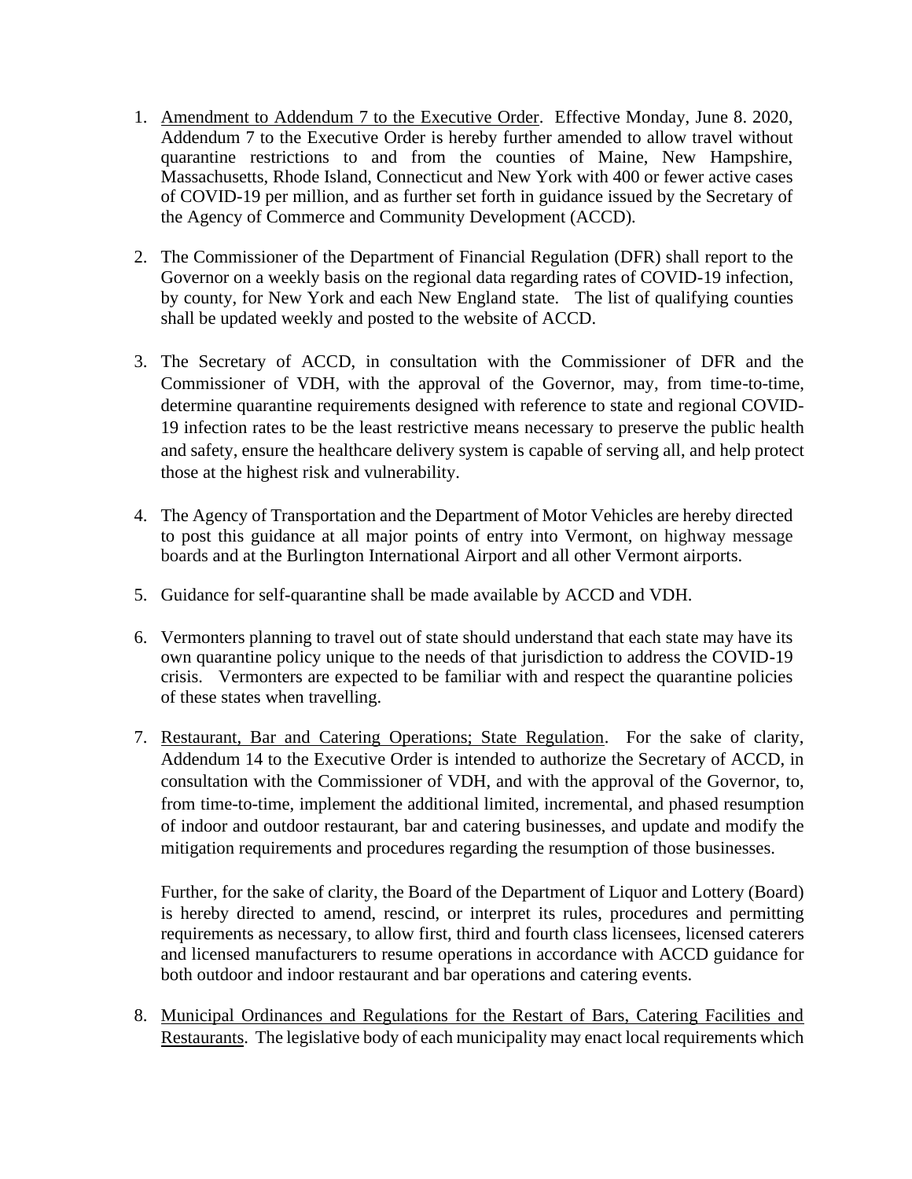1. <u>Amendment to Addendum 7 to the Executive Order</u>. Effective Monday, June 8. 2020, Addendum 7 to the Executive Order is hereby further amended to allow travel without quarantine restrictions to and from the counties of Maine, New Hampshire, Massachusetts, Rhode Island, Connecticut and New York with 400 or fewer active cases of COVID-19 per million, and as further set forth in guidance issued by the Secretary of the Agency of Commerce and Community Development (ACCD).

2. The Commissioner of the Department of Financial Regulation (DFR) shall report to the Governor on a weekly basis on the regional data regarding rates of COVID-19 infection, by county, for New York and each New England state. The list of qualifying counties shall be updated weekly and posted to the website of ACCD.

3. The Secretary of ACCD, in consultation with the Commissioner of DFR and the Commissioner of VDH, with the approval of the Governor, may, from time-to-time, determine quarantine requirements designed with reference to state and regional COVID-19 infection rates to be the least restrictive means necessary to preserve the public health and safety, ensure the healthcare delivery system is capable of serving all, and help protect those at the highest risk and vulnerability.

4. The Agency of Transportation and the Department of Motor Vehicles are hereby directed to post this guidance at all major points of entry into Vermont, on highway message boards and at the Burlington International Airport and all other Vermont airports.

5. Guidance for self-quarantine shall be made available by ACCD and VDH.

6. Vermonters planning to travel out of state should understand that each state may have its own quarantine policy unique to the needs of that jurisdiction to address the COVID-19 crisis. Vermonters are expected to be familiar with and respect the quarantine policies of these states when travelling.

7. <u>Restaurant, Bar and Catering Operations; State Regulation</u>. For the sake of clarity, Addendum 14 to the Executive Order is intended to authorize the Secretary of ACCD, in consultation with the Commissioner of VDH, and with the approval of the Governor, to, from time-to-time, implement the additional limited, incremental, and phased resumption of indoor and outdoor restaurant, bar and catering businesses, and update and modify the mitigation requirements and procedures regarding the resumption of those businesses.

   Further, for the sake of clarity, the Board of the Department of Liquor and Lottery (Board) is hereby directed to amend, rescind, or interpret its rules, procedures and permitting requirements as necessary, to allow first, third and fourth class licensees, licensed caterers and licensed manufacturers to resume operations in accordance with ACCD guidance for both outdoor and indoor restaurant and bar operations and catering events.

8. <u>Municipal Ordinances and Regulations for the Restart of Bars, Catering Facilities and Restaurants</u>. The legislative body of each municipality may enact local requirements which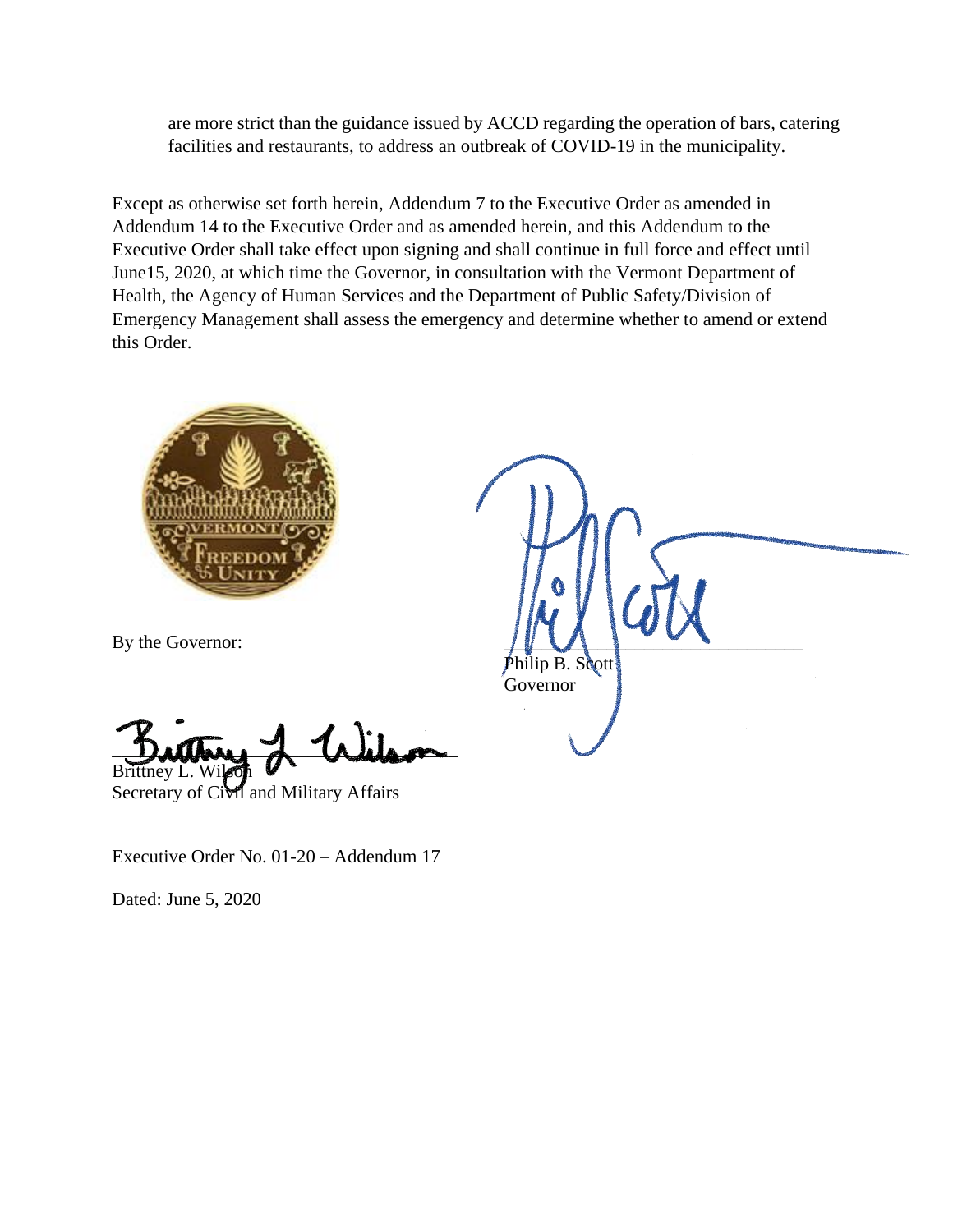are more strict than the guidance issued by ACCD regarding the operation of bars, catering facilities and restaurants, to address an outbreak of COVID-19 in the municipality.

Except as otherwise set forth herein, Addendum 7 to the Executive Order as amended in Addendum 14 to the Executive Order and as amended herein, and this Addendum to the Executive Order shall take effect upon signing and shall continue in full force and effect until June15, 2020, at which time the Governor, in consultation with the Vermont Department of Health, the Agency of Human Services and the Department of Public Safety/Division of Emergency Management shall assess the emergency and determine whether to amend or extend this Order.

Philip B. Scott
Governor

By the Governor:

Brittney L. Wilson
Secretary of Civil and Military Affairs

Executive Order No. 01-20 – Addendum 17

Dated: June 5, 2020